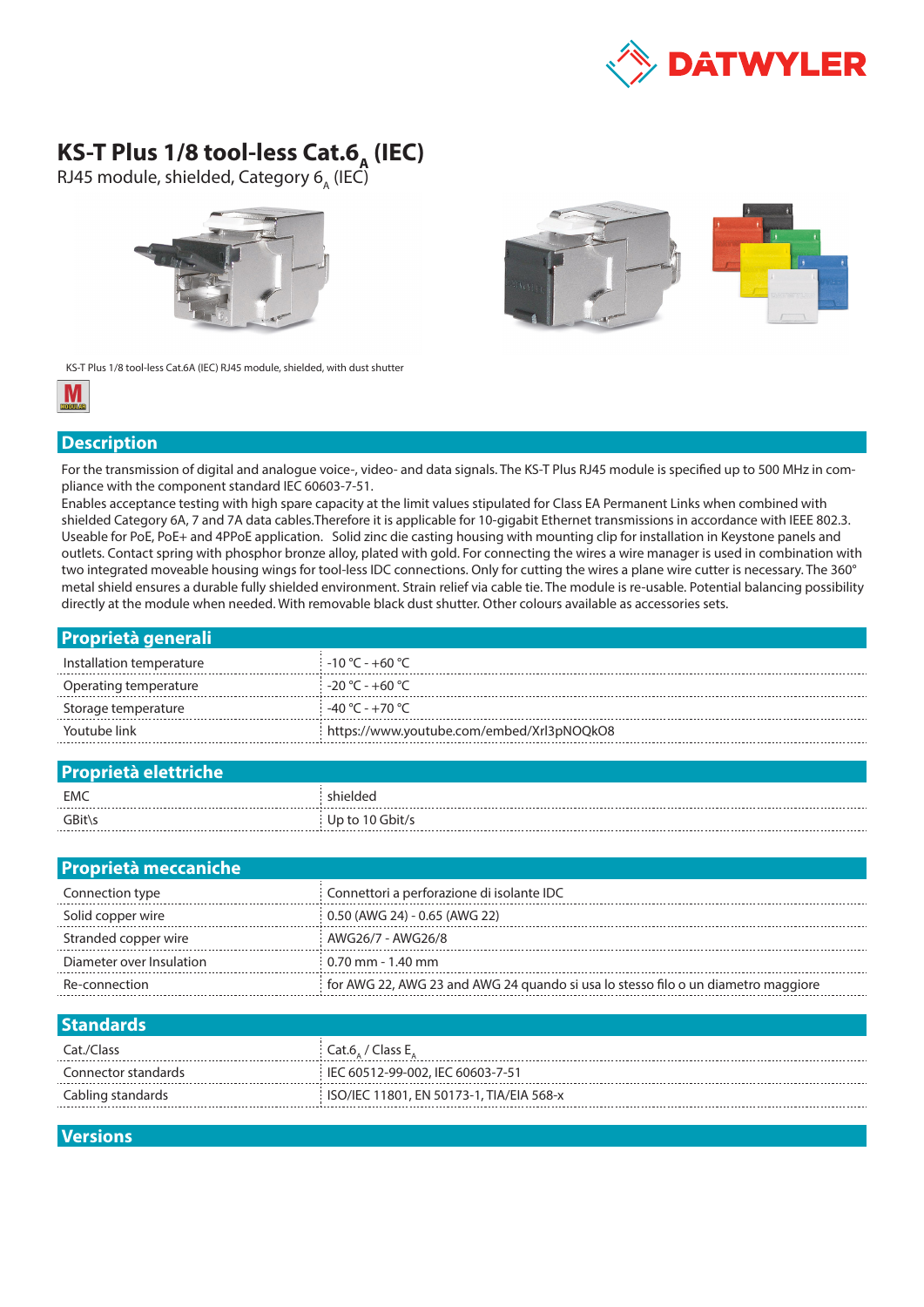# KS-T Plus 1/8 tool-less Cat.$6_A$ (IEC)

RJ45 module, shielded, Category $6_A$ (IEC)

KS-T Plus 1/8 tool-less Cat.6A (IEC) RJ45 module, shielded, with dust shutter

## Description

For the transmission of digital and analogue voice-, video- and data signals. The KS-T Plus RJ45 module is specified up to 500 MHz in compliance with the component standard IEC 60603-7-51.
Enables acceptance testing with high spare capacity at the limit values stipulated for Class EA Permanent Links when combined with shielded Category 6A, 7 and 7A data cables.Therefore it is applicable for 10-gigabit Ethernet transmissions in accordance with IEEE 802.3. Useable for PoE, PoE+ and 4PPoE application. Solid zinc die casting housing with mounting clip for installation in Keystone panels and outlets. Contact spring with phosphor bronze alloy, plated with gold. For connecting the wires a wire manager is used in combination with two integrated moveable housing wings for tool-less IDC connections. Only for cutting the wires a plane wire cutter is necessary. The 360° metal shield ensures a durable fully shielded environment. Strain relief via cable tie. The module is re-usable. Potential balancing possibility directly at the module when needed. With removable black dust shutter. Other colours available as accessories sets.

## Proprietà generali

| | |
|---|---|
| Installation temperature | -10 °C - +60 °C |
| Operating temperature | -20 °C - +60 °C |
| Storage temperature | -40 °C - +70 °C |
| Youtube link | https://www.youtube.com/embed/Xrl3pNOQkO8 |

## Proprietà elettriche

| | |
|---|---|
| EMC | shielded |
| GBit\s | Up to 10 Gbit/s |

## Proprietà meccaniche

| | |
|---|---|
| Connection type | Connettori a perforazione di isolante IDC |
| Solid copper wire | 0.50 (AWG 24) - 0.65 (AWG 22) |
| Stranded copper wire | AWG26/7 - AWG26/8 |
| Diameter over Insulation | 0.70 mm - 1.40 mm |
| Re-connection | for AWG 22, AWG 23 and AWG 24 quando si usa lo stesso filo o un diametro maggiore |

## Standards

| | |
|---|---|
| Cat./Class | Cat.$6_A$ / Class $E_A$ |
| Connector standards | IEC 60512-99-002, IEC 60603-7-51 |
| Cabling standards | ISO/IEC 11801, EN 50173-1, TIA/EIA 568-x |

## Versions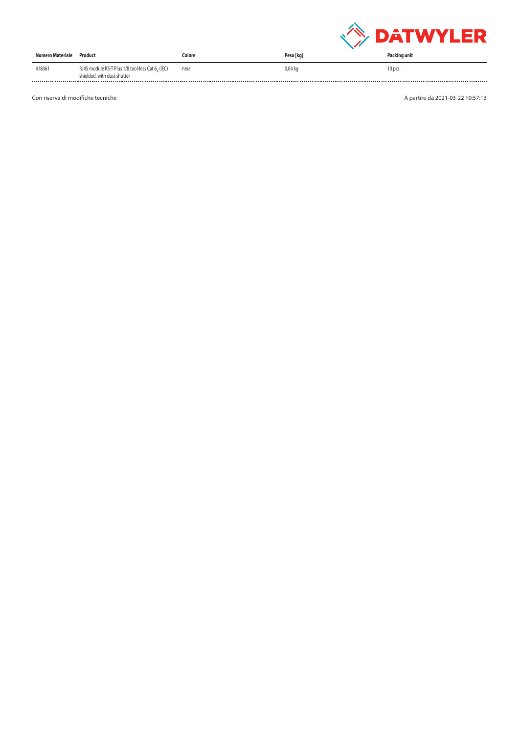| Numero Materiale | Product | Colore | Peso [kg] | Packing unit |
| --- | --- | --- | --- | --- |
| 418061 | RJ45 module KS-T Plus 1/8 tool-less Cat.$6_A$ (IEC) shielded, with dust shutter | nera | 0,04 kg | 10 pcs. |

Con riserva di modifiche tecniche

A partire da 2021-03-22 10:57:13